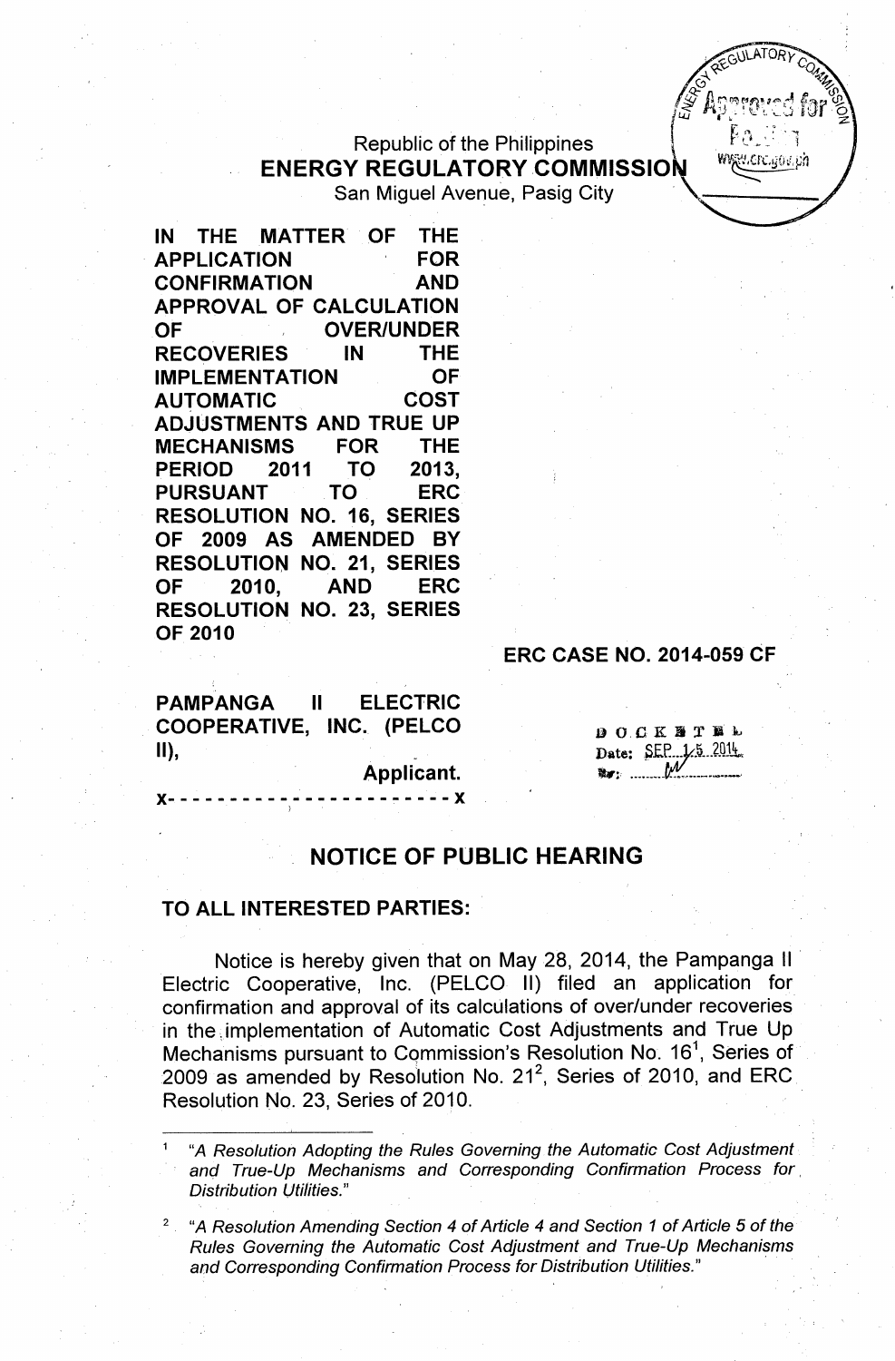Republic of the Philippines
**ENERGY REGULATORY COMMISSION**
San Miguel Avenue, Pasig City

**IN THE MATTER OF THE APPLICATION FOR CONFIRMATION AND APPROVAL OF CALCULATION OF OVER/UNDER RECOVERIES IN THE IMPLEMENTATION OF AUTOMATIC COST ADJUSTMENTS AND TRUE UP MECHANISMS FOR THE PERIOD 2011 TO 2013, PURSUANT TO ERC RESOLUTION NO. 16, SERIES OF 2009 AS AMENDED BY RESOLUTION NO. 21, SERIES OF 2010, AND ERC RESOLUTION NO. 23, SERIES OF 2010**

**ERC CASE NO. 2014-059 CF**

**PAMPANGA II ELECTRIC COOPERATIVE, INC. (PELCO II),**
**Applicant.**
x- - - - - - - - - - - - - - - - - - - - - - x

DOCKETED
Date: SEP 15 2014

## NOTICE OF PUBLIC HEARING

**TO ALL INTERESTED PARTIES:**

Notice is hereby given that on May 28, 2014, the Pampanga II Electric Cooperative, Inc. (PELCO II) filed an application for confirmation and approval of its calculations of over/under recoveries in the implementation of Automatic Cost Adjustments and True Up Mechanisms pursuant to Commission's Resolution No. 16[1], Series of 2009 as amended by Resolution No. 21[2], Series of 2010, and ERC Resolution No. 23, Series of 2010.

---

[1] *"A Resolution Adopting the Rules Governing the Automatic Cost Adjustment and True-Up Mechanisms and Corresponding Confirmation Process for Distribution Utilities."*

[2] *"A Resolution Amending Section 4 of Article 4 and Section 1 of Article 5 of the Rules Governing the Automatic Cost Adjustment and True-Up Mechanisms and Corresponding Confirmation Process for Distribution Utilities."*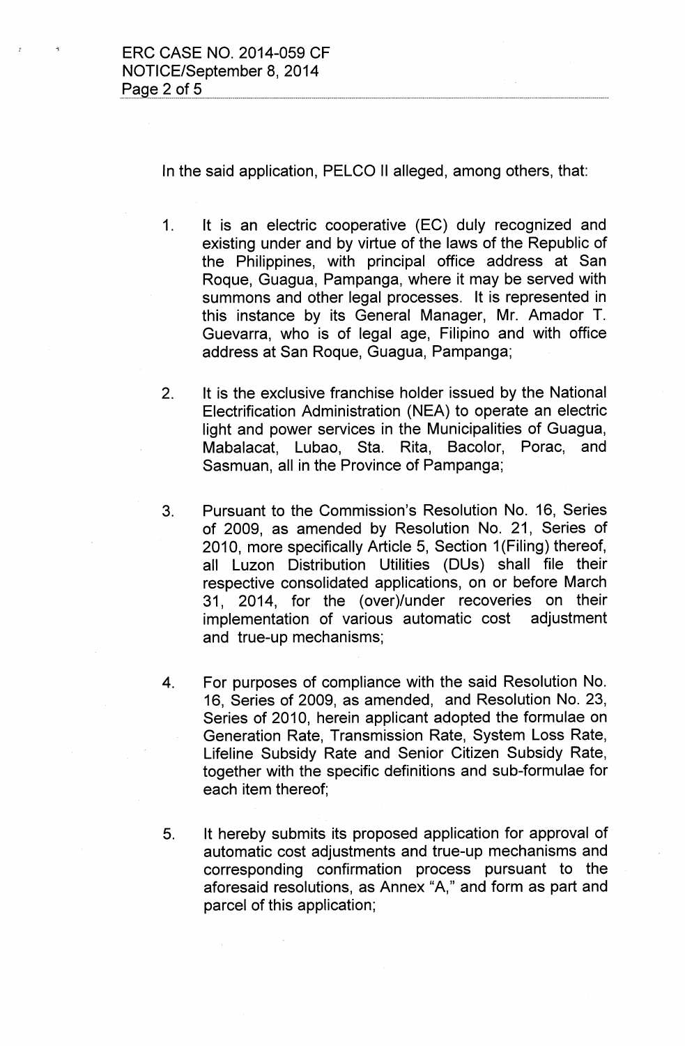In the said application, PELCO II alleged, among others, that:

1. It is an electric cooperative (EC) duly recognized and existing under and by virtue of the laws of the Republic of the Philippines, with principal office address at San Roque, Guagua, Pampanga, where it may be served with summons and other legal processes. It is represented in this instance by its General Manager, Mr. Amador T. Guevarra, who is of legal age, Filipino and with office address at San Roque, Guagua, Pampanga;

2. It is the exclusive franchise holder issued by the National Electrification Administration (NEA) to operate an electric light and power services in the Municipalities of Guagua, Mabalacat, Lubao, Sta. Rita, Bacolor, Porac, and Sasmuan, all in the Province of Pampanga;

3. Pursuant to the Commission's Resolution No. 16, Series of 2009, as amended by Resolution No. 21, Series of 2010, more specifically Article 5, Section 1(Filing) thereof, all Luzon Distribution Utilities (DUs) shall file their respective consolidated applications, on or before March 31, 2014, for the (over)/under recoveries on their implementation of various automatic cost adjustment and true-up mechanisms;

4. For purposes of compliance with the said Resolution No. 16, Series of 2009, as amended, and Resolution No. 23, Series of 2010, herein applicant adopted the formulae on Generation Rate, Transmission Rate, System Loss Rate, Lifeline Subsidy Rate and Senior Citizen Subsidy Rate, together with the specific definitions and sub-formulae for each item thereof;

5. It hereby submits its proposed application for approval of automatic cost adjustments and true-up mechanisms and corresponding confirmation process pursuant to the aforesaid resolutions, as Annex "A," and form as part and parcel of this application;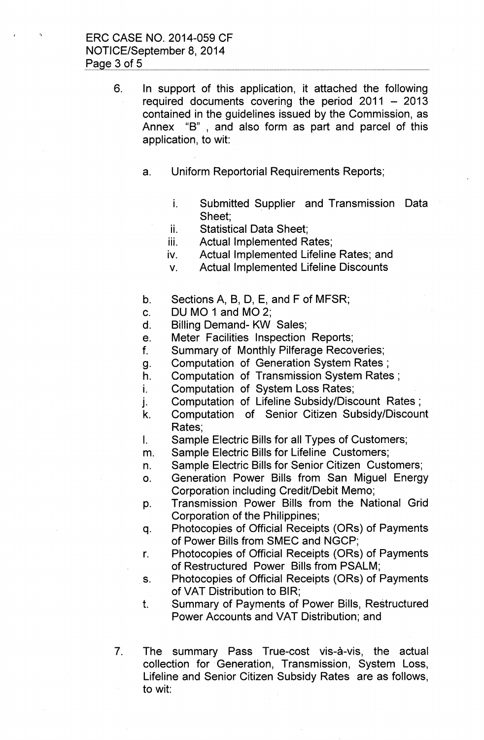6. In support of this application, it attached the following required documents covering the period 2011 – 2013 contained in the guidelines issued by the Commission, as Annex "B" , and also form as part and parcel of this application, to wit:

   a. Uniform Reportorial Requirements Reports;

      i. Submitted Supplier and Transmission Data Sheet;
      ii. Statistical Data Sheet;
      iii. Actual Implemented Rates;
      iv. Actual Implemented Lifeline Rates; and
      v. Actual Implemented Lifeline Discounts

   b. Sections A, B, D, E, and F of MFSR;
   c. DU MO 1 and MO 2;
   d. Billing Demand- KW Sales;
   e. Meter Facilities Inspection Reports;
   f. Summary of Monthly Pilferage Recoveries;
   g. Computation of Generation System Rates ;
   h. Computation of Transmission System Rates ;
   i. Computation of System Loss Rates;
   j. Computation of Lifeline Subsidy/Discount Rates ;
   k. Computation of Senior Citizen Subsidy/Discount Rates;
   l. Sample Electric Bills for all Types of Customers;
   m. Sample Electric Bills for Lifeline Customers;
   n. Sample Electric Bills for Senior Citizen Customers;
   o. Generation Power Bills from San Miguel Energy Corporation including Credit/Debit Memo;
   p. Transmission Power Bills from the National Grid Corporation of the Philippines;
   q. Photocopies of Official Receipts (ORs) of Payments of Power Bills from SMEC and NGCP;
   r. Photocopies of Official Receipts (ORs) of Payments of Restructured Power Bills from PSALM;
   s. Photocopies of Official Receipts (ORs) of Payments of VAT Distribution to BIR;
   t. Summary of Payments of Power Bills, Restructured Power Accounts and VAT Distribution; and

7. The summary Pass True-cost vis-à-vis, the actual collection for Generation, Transmission, System Loss, Lifeline and Senior Citizen Subsidy Rates are as follows, to wit: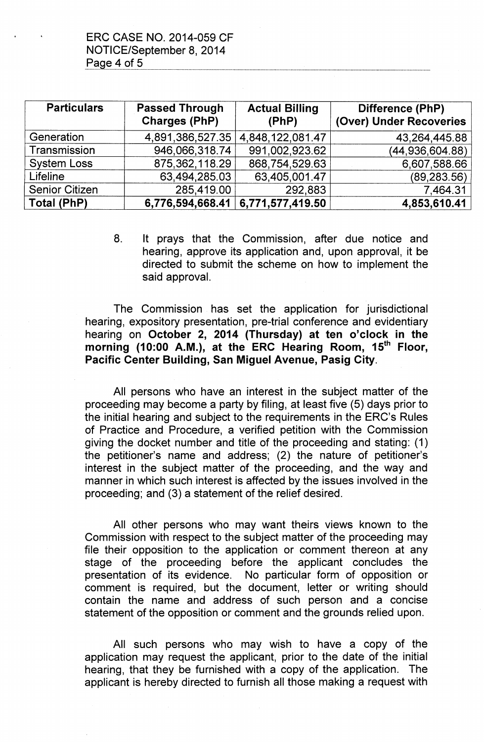| Particulars | Passed Through Charges (PhP) | Actual Billing (PhP) | Difference (PhP) (Over) Under Recoveries |
|---|---|---|---|
| Generation | 4,891,386,527.35 | 4,848,122,081.47 | 43,264,445.88 |
| Transmission | 946,066,318.74 | 991,002,923.62 | (44,936,604.88) |
| System Loss | 875,362,118.29 | 868,754,529.63 | 6,607,588.66 |
| Lifeline | 63,494,285.03 | 63,405,001.47 | (89,283.56) |
| Senior Citizen | 285,419.00 | 292,883 | 7,464.31 |
| **Total (PhP)** | **6,776,594,668.41** | **6,771,577,419.50** | **4,853,610.41** |

8. It prays that the Commission, after due notice and hearing, approve its application and, upon approval, it be directed to submit the scheme on how to implement the said approval.

The Commission has set the application for jurisdictional hearing, expository presentation, pre-trial conference and evidentiary hearing on **October 2, 2014 (Thursday) at ten o'clock in the morning (10:00 A.M.), at the ERC Hearing Room, 15th Floor, Pacific Center Building, San Miguel Avenue, Pasig City**.

All persons who have an interest in the subject matter of the proceeding may become a party by filing, at least five (5) days prior to the initial hearing and subject to the requirements in the ERC's Rules of Practice and Procedure, a verified petition with the Commission giving the docket number and title of the proceeding and stating: (1) the petitioner's name and address; (2) the nature of petitioner's interest in the subject matter of the proceeding, and the way and manner in which such interest is affected by the issues involved in the proceeding; and (3) a statement of the relief desired.

All other persons who may want theirs views known to the Commission with respect to the subject matter of the proceeding may file their opposition to the application or comment thereon at any stage of the proceeding before the applicant concludes the presentation of its evidence. No particular form of opposition or comment is required, but the document, letter or writing should contain the name and address of such person and a concise statement of the opposition or comment and the grounds relied upon.

All such persons who may wish to have a copy of the application may request the applicant, prior to the date of the initial hearing, that they be furnished with a copy of the application. The applicant is hereby directed to furnish all those making a request with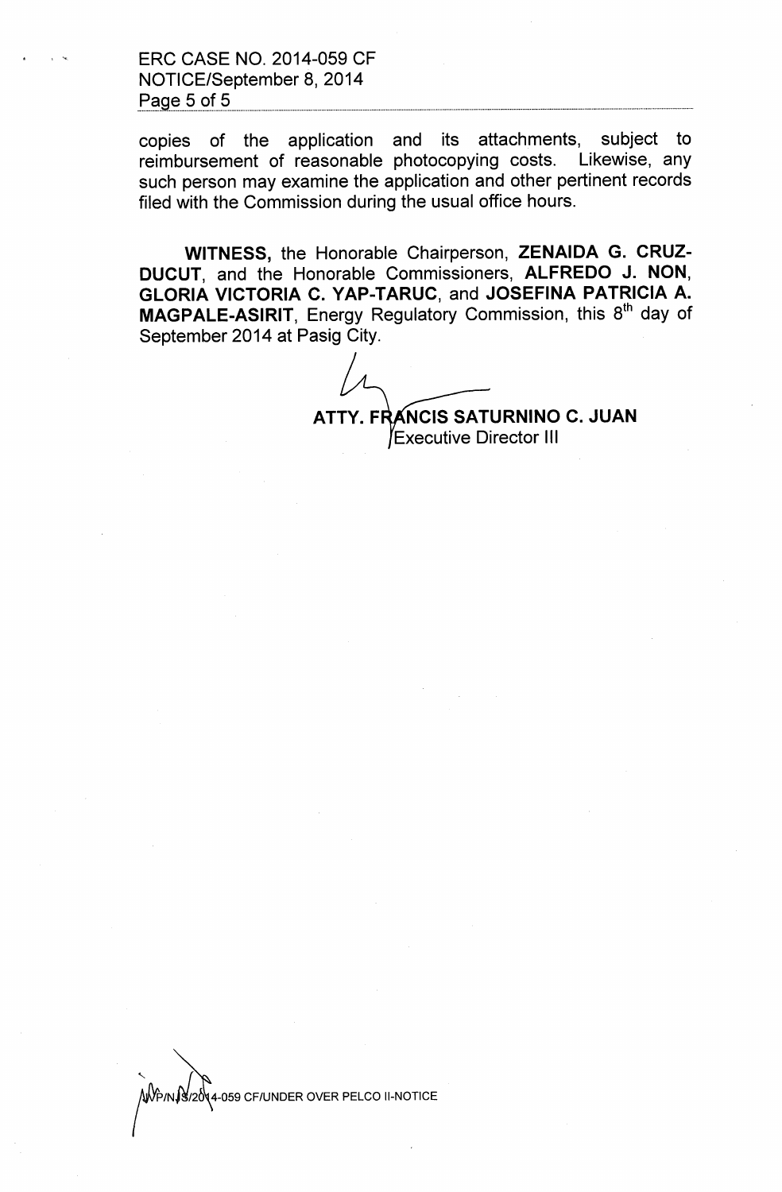copies of the application and its attachments, subject to reimbursement of reasonable photocopying costs. Likewise, any such person may examine the application and other pertinent records filed with the Commission during the usual office hours.

**WITNESS,** the Honorable Chairperson, **ZENAIDA G. CRUZ-DUCUT**, and the Honorable Commissioners, **ALFREDO J. NON**, **GLORIA VICTORIA C. YAP-TARUC**, and **JOSEFINA PATRICIA A. MAGPALE-ASIRIT**, Energy Regulatory Commission, this 8th day of September 2014 at Pasig City.

**ATTY. FRANCIS SATURNINO C. JUAN**
Executive Director III

AVP/NJS/2014-059 CF/UNDER OVER PELCO II-NOTICE